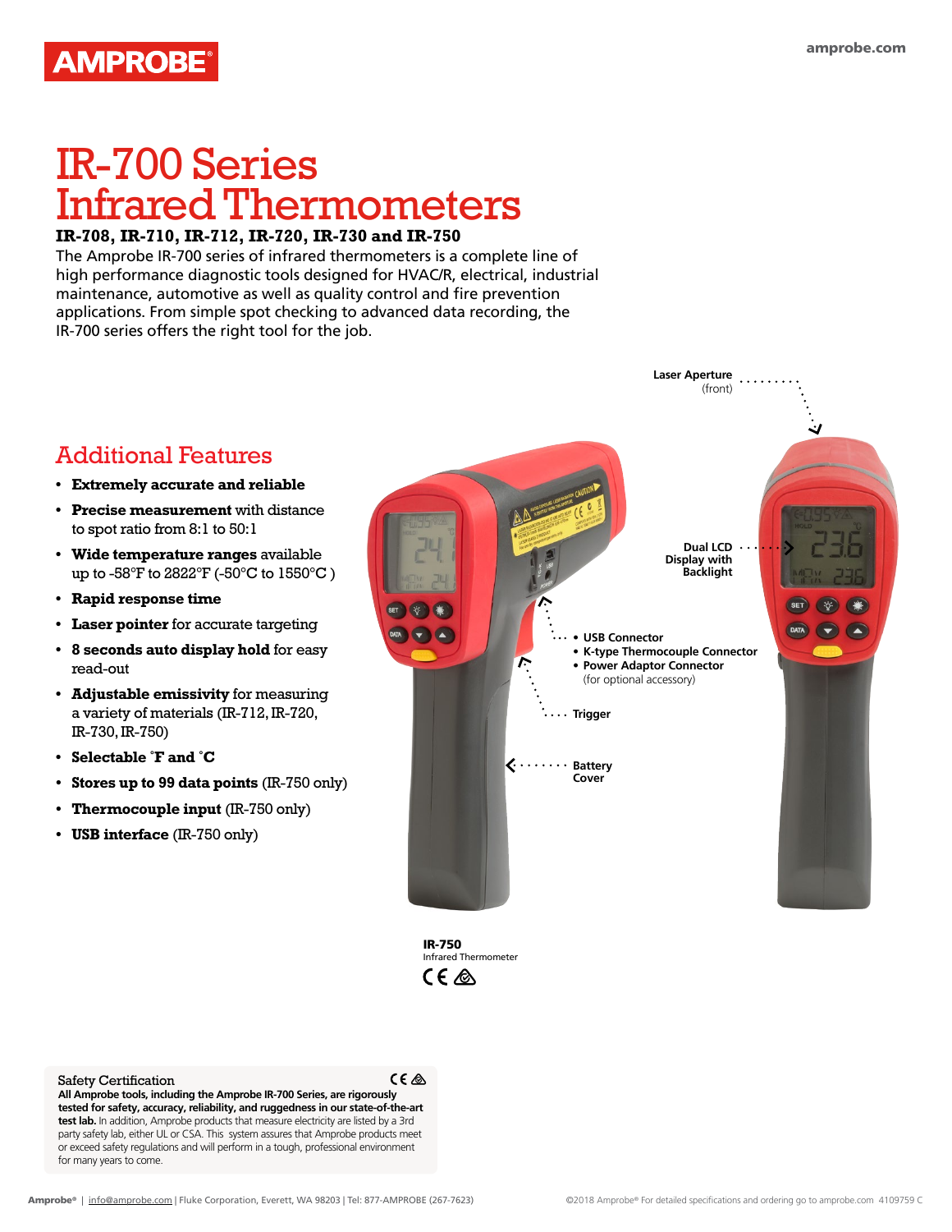# IR-700 Series Infrared Thermometers

**IR-708, IR-710, IR-712, IR-720, IR-730 and IR-750**

The Amprobe IR-700 series of infrared thermometers is a complete line of high performance diagnostic tools designed for HVAC/R, electrical, industrial maintenance, automotive as well as quality control and fire prevention applications. From simple spot checking to advanced data recording, the IR-700 series offers the right tool for the job.

## Additional Features

- **Extremely accurate and reliable**
- **Precise measurement** with distance to spot ratio from 8:1 to 50:1
- **Wide temperature ranges** available up to -58°F to 2822°F (-50°C to 1550°C )
- **Rapid response time**
- **Laser pointer** for accurate targeting
- **8 seconds auto display hold** for easy read-out
- **Adjustable emissivity** for measuring a variety of materials (IR-712, IR-720, IR-730, IR-750)
- **Selectable °F and °C**
- **Stores up to 99 data points** (IR-750 only)
- **Thermocouple input** (IR-750 only)
- **USB interface** (IR-750 only)

Laser Aperture (front)

Dual LCD Display with Backlight

- USB Connector
- K-type Thermocouple Connector
- Power Adaptor Connector (for optional accessory)

Trigger

Battery Cover

**IR-750**
Infrared Thermometer

### Safety Certification

**All Amprobe tools, including the Amprobe IR-700 Series, are rigorously tested for safety, accuracy, reliability, and ruggedness in our state-of-the-art test lab.** In addition, Amprobe products that measure electricity are listed by a 3rd party safety lab, either UL or CSA. This system assures that Amprobe products meet or exceed safety regulations and will perform in a tough, professional environment for many years to come.

Amprobe® | info@amprobe.com | Fluke Corporation, Everett, WA 98203 | Tel: 877-AMPROBE (267-7623)

©2018 Amprobe® For detailed specifications and ordering go to amprobe.com 4109759 C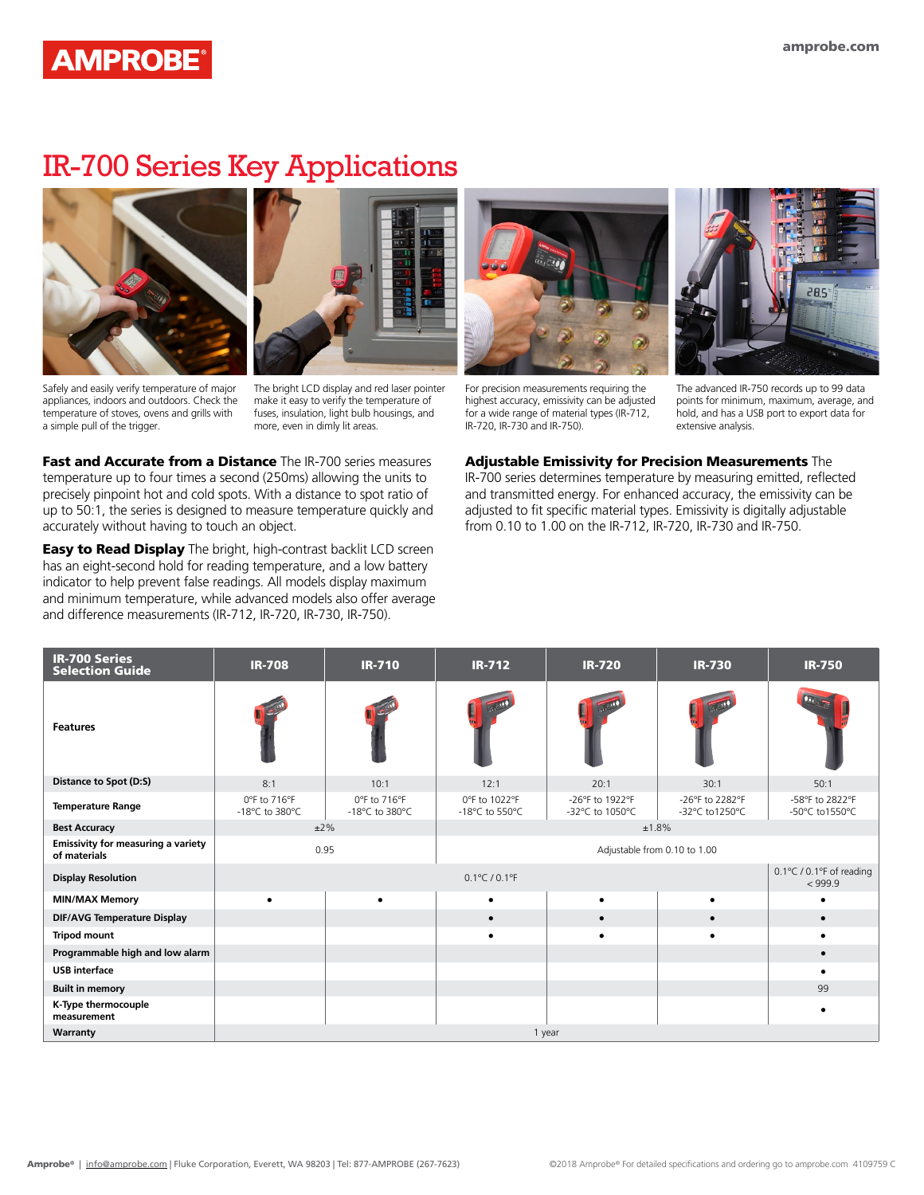# IR-700 Series Key Applications

Safely and easily verify temperature of major appliances, indoors and outdoors. Check the temperature of stoves, ovens and grills with a simple pull of the trigger.

The bright LCD display and red laser pointer make it easy to verify the temperature of fuses, insulation, light bulb housings, and more, even in dimly lit areas.

For precision measurements requiring the highest accuracy, emissivity can be adjusted for a wide range of material types (IR-712, IR-720, IR-730 and IR-750).

The advanced IR-750 records up to 99 data points for minimum, maximum, average, and hold, and has a USB port to export data for extensive analysis.

**Fast and Accurate from a Distance** The IR-700 series measures temperature up to four times a second (250ms) allowing the units to precisely pinpoint hot and cold spots. With a distance to spot ratio of up to 50:1, the series is designed to measure temperature quickly and accurately without having to touch an object.

**Easy to Read Display** The bright, high-contrast backlit LCD screen has an eight-second hold for reading temperature, and a low battery indicator to help prevent false readings. All models display maximum and minimum temperature, while advanced models also offer average and difference measurements (IR-712, IR-720, IR-730, IR-750).

**Adjustable Emissivity for Precision Measurements** The IR-700 series determines temperature by measuring emitted, reflected and transmitted energy. For enhanced accuracy, the emissivity can be adjusted to fit specific material types. Emissivity is digitally adjustable from 0.10 to 1.00 on the IR-712, IR-720, IR-730 and IR-750.

| IR-700 Series Selection Guide | IR-708 | IR-710 | IR-712 | IR-720 | IR-730 | IR-750 |
|---|---|---|---|---|---|---|
| Features | | | | | | |
| Distance to Spot (D:S) | 8:1 | 10:1 | 12:1 | 20:1 | 30:1 | 50:1 |
| Temperature Range | 0°F to 716°F<br>-18°C to 380°C | 0°F to 716°F<br>-18°C to 380°C | 0°F to 1022°F<br>-18°C to 550°C | -26°F to 1922°F<br>-32°C to 1050°C | -26°F to 2282°F<br>-32°C to1250°C | -58°F to 2822°F<br>-50°C to1550°C |
| Best Accuracy | ±2% | | ±1.8% | | | |
| Emissivity for measuring a variety of materials | 0.95 | | Adjustable from 0.10 to 1.00 | | | |
| Display Resolution | 0.1°C / 0.1°F | | | | | 0.1°C / 0.1°F of reading < 999.9 |
| MIN/MAX Memory | • | • | • | • | • | • |
| DIF/AVG Temperature Display | | | • | • | • | • |
| Tripod mount | | | • | • | • | • |
| Programmable high and low alarm | | | | | | • |
| USB interface | | | | | | • |
| Built in memory | | | | | | 99 |
| K-Type thermocouple measurement | | | | | | • |
| Warranty | 1 year | | | | | |

Amprobe® | info@amprobe.com | Fluke Corporation, Everett, WA 98203 | Tel: 877-AMPROBE (267-7623)

©2018 Amprobe® For detailed specifications and ordering go to amprobe.com 4109759 C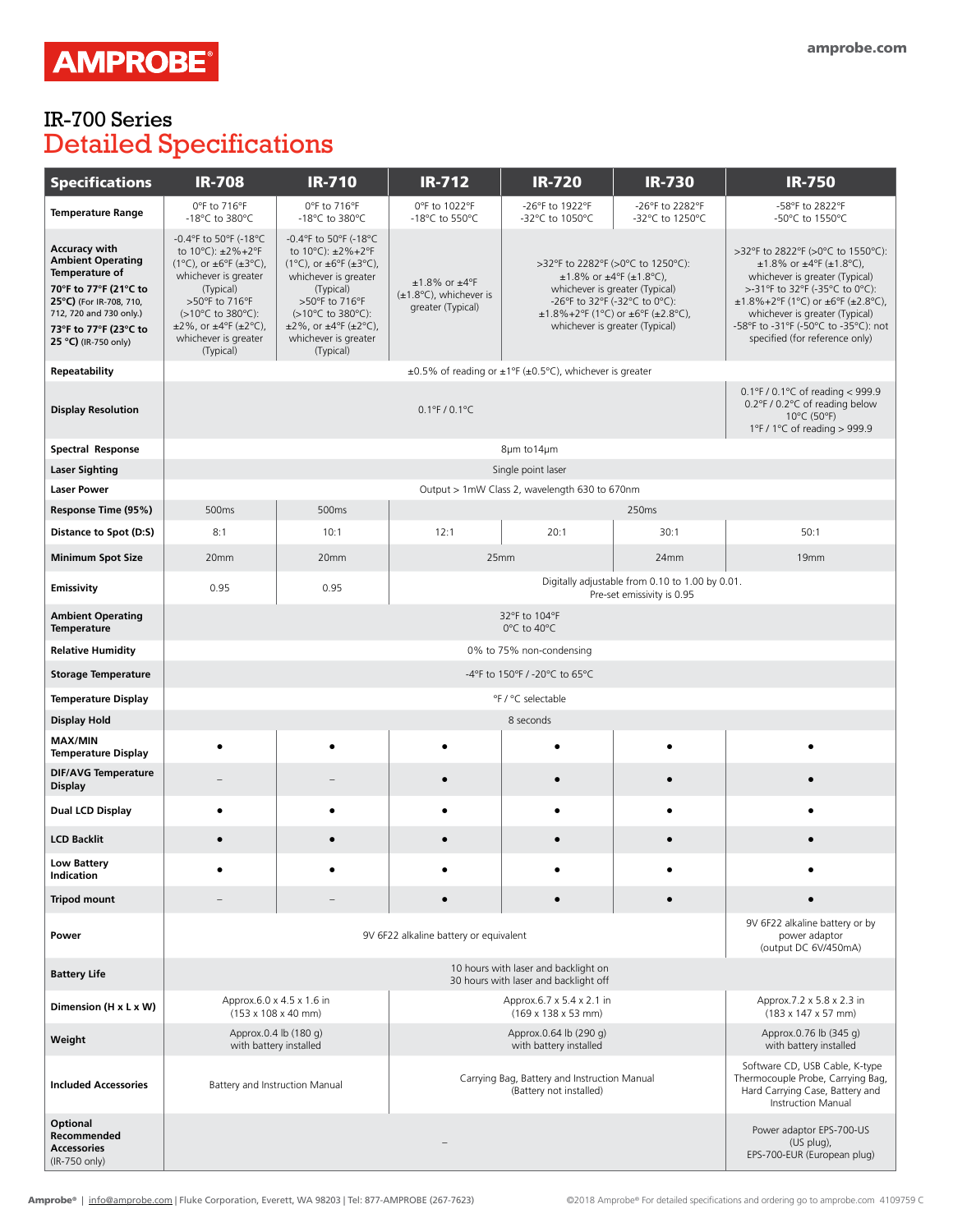AMPROBE®

# IR-700 Series
## Detailed Specifications

| Specifications | IR-708 | IR-710 | IR-712 | IR-720 | IR-730 | IR-750 |
|---|---|---|---|---|---|---|
| **Temperature Range** | 0°F to 716°F<br>-18°C to 380°C | 0°F to 716°F<br>-18°C to 380°C | 0°F to 1022°F<br>-18°C to 550°C | -26°F to 1922°F<br>-32°C to 1050°C | -26°F to 2282°F<br>-32°C to 1250°C | -58°F to 2822°F<br>-50°C to 1550°C |
| **Accuracy with Ambient Operating Temperature of 70°F to 77°F (21°C to 25°C)** (For IR-708, 710, 712, 720 and 730 only.) **73°F to 77°F (23°C to 25 °C)** (IR-750 only) | -0.4°F to 50°F (-18°C to 10°C): ±2%+2°F (1°C), or ±6°F (±3°C), whichever is greater (Typical)<br>>50°F to 716°F (>10°C to 380°C): ±2%, or ±4°F (±2°C), whichever is greater (Typical) | -0.4°F to 50°F (-18°C to 10°C): ±2%+2°F (1°C), or ±6°F (±3°C), whichever is greater (Typical)<br>>50°F to 716°F (>10°C to 380°C): ±2%, or ±4°F (±2°C), whichever is greater (Typical) | ±1.8% or ±4°F (±1.8°C), whichever is greater (Typical) | >32°F to 2282°F (>0°C to 1250°C): ±1.8% or ±4°F (±1.8°C), whichever is greater (Typical)<br>-26°F to 32°F (-32°C to 0°C): ±1.8%+2°F (1°C) or ±6°F (±2.8°C), whichever is greater (Typical) | | >32°F to 2822°F (>0°C to 1550°C): ±1.8% or ±4°F (±1.8°C), whichever is greater (Typical)<br>>-31°F to 32°F (-35°C to 0°C): ±1.8%+2°F (1°C) or ±6°F (±2.8°C), whichever is greater (Typical)<br>-58°F to -31°F (-50°C to -35°C): not specified (for reference only) |
| **Repeatability** | ±0.5% of reading or ±1°F (±0.5°C), whichever is greater | | | | | |
| **Display Resolution** | 0.1°F / 0.1°C | | | | | 0.1°F / 0.1°C of reading < 999.9<br>0.2°F / 0.2°C of reading below 10°C (50°F)<br>1°F / 1°C of reading > 999.9 |
| **Spectral Response** | 8µm to14µm | | | | | |
| **Laser Sighting** | Single point laser | | | | | |
| **Laser Power** | Output > 1mW Class 2, wavelength 630 to 670nm | | | | | |
| **Response Time (95%)** | 500ms | 500ms | 250ms | | | |
| **Distance to Spot (D:S)** | 8:1 | 10:1 | 12:1 | 20:1 | 30:1 | 50:1 |
| **Minimum Spot Size** | 20mm | 20mm | 25mm | | 24mm | 19mm |
| **Emissivity** | 0.95 | 0.95 | Digitally adjustable from 0.10 to 1.00 by 0.01.<br>Pre-set emissivity is 0.95 | | | |
| **Ambient Operating Temperature** | 32°F to 104°F<br>0°C to 40°C | | | | | |
| **Relative Humidity** | 0% to 75% non-condensing | | | | | |
| **Storage Temperature** | -4°F to 150°F / -20°C to 65°C | | | | | |
| **Temperature Display** | °F / °C selectable | | | | | |
| **Display Hold** | 8 seconds | | | | | |
| **MAX/MIN Temperature Display** | • | • | • | • | • | • |
| **DIF/AVG Temperature Display** | – | – | • | • | • | • |
| **Dual LCD Display** | • | • | • | • | • | • |
| **LCD Backlit** | • | • | • | • | • | • |
| **Low Battery Indication** | • | • | • | • | • | • |
| **Tripod mount** | – | – | • | • | • | • |
| **Power** | 9V 6F22 alkaline battery or equivalent | | | | | 9V 6F22 alkaline battery or by power adaptor (output DC 6V/450mA) |
| **Battery Life** | 10 hours with laser and backlight on<br>30 hours with laser and backlight off | | | | | |
| **Dimension (H x L x W)** | Approx.6.0 x 4.5 x 1.6 in<br>(153 x 108 x 40 mm) | | Approx.6.7 x 5.4 x 2.1 in<br>(169 x 138 x 53 mm) | | | Approx.7.2 x 5.8 x 2.3 in<br>(183 x 147 x 57 mm) |
| **Weight** | Approx.0.4 lb (180 g)<br>with battery installed | | Approx.0.64 lb (290 g)<br>with battery installed | | | Approx.0.76 lb (345 g)<br>with battery installed |
| **Included Accessories** | Battery and Instruction Manual | | Carrying Bag, Battery and Instruction Manual<br>(Battery not installed) | | | Software CD, USB Cable, K-type Thermocouple Probe, Carrying Bag, Hard Carrying Case, Battery and Instruction Manual |
| **Optional Recommended Accessories** (IR-750 only) | – | | | | | Power adaptor EPS-700-US (US plug),<br>EPS-700-EUR (European plug) |

Amprobe® | info@amprobe.com | Fluke Corporation, Everett, WA 98203 | Tel: 877-AMPROBE (267-7623)

©2018 Amprobe® For detailed specifications and ordering go to amprobe.com 4109759 C